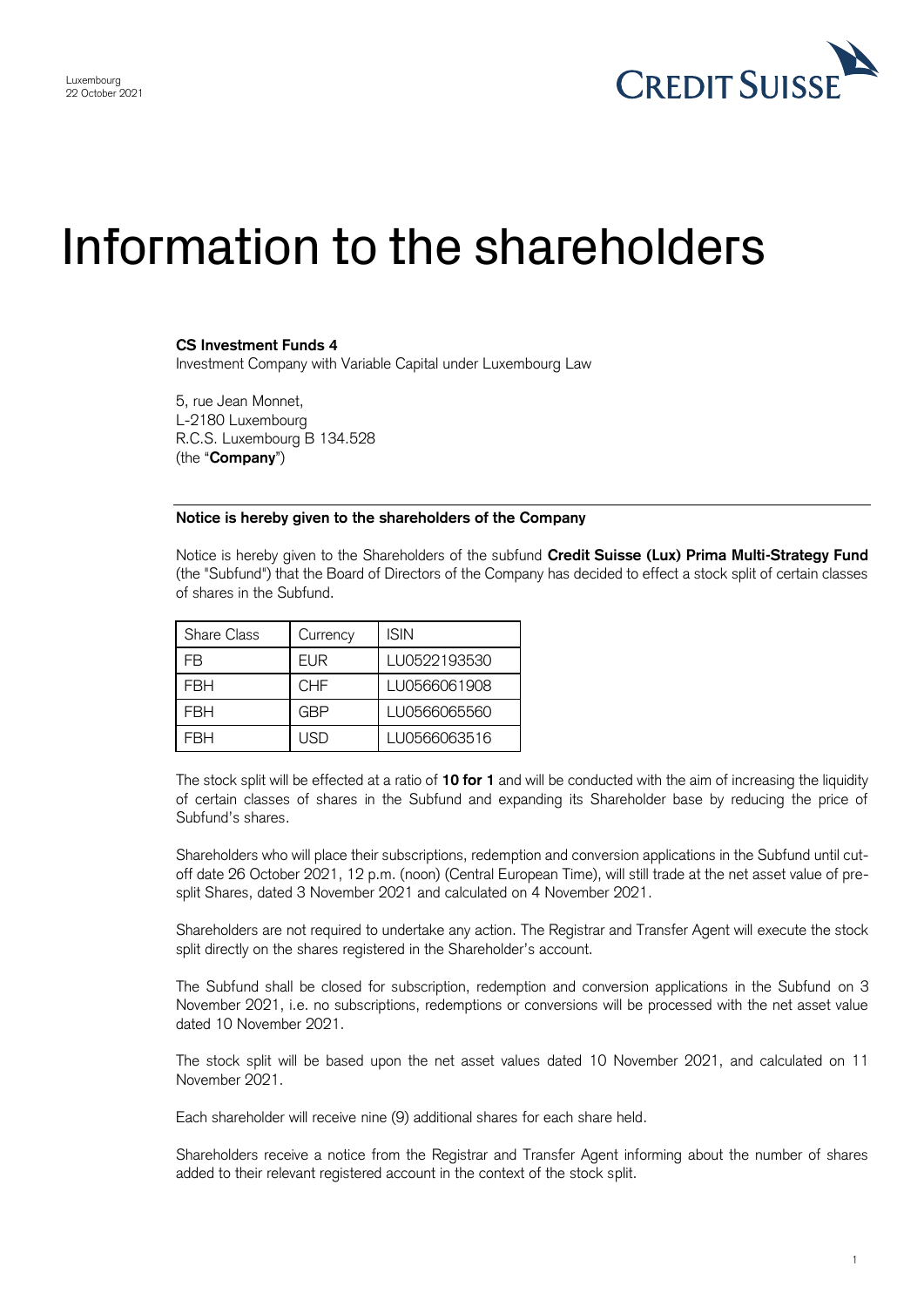Luxembourg
22 October 2021

# Information to the shareholders

**CS Investment Funds 4**
Investment Company with Variable Capital under Luxembourg Law

5, rue Jean Monnet,
L-2180 Luxembourg
R.C.S. Luxembourg B 134.528
(the "**Company**")

**Notice is hereby given to the shareholders of the Company**

Notice is hereby given to the Shareholders of the subfund **Credit Suisse (Lux) Prima Multi-Strategy Fund** (the "Subfund") that the Board of Directors of the Company has decided to effect a stock split of certain classes of shares in the Subfund.

| Share Class | Currency | ISIN |
|---|---|---|
| FB | EUR | LU0522193530 |
| FBH | CHF | LU0566061908 |
| FBH | GBP | LU0566065560 |
| FBH | USD | LU0566063516 |

The stock split will be effected at a ratio of **10 for 1** and will be conducted with the aim of increasing the liquidity of certain classes of shares in the Subfund and expanding its Shareholder base by reducing the price of Subfund's shares.

Shareholders who will place their subscriptions, redemption and conversion applications in the Subfund until cut-off date 26 October 2021, 12 p.m. (noon) (Central European Time), will still trade at the net asset value of pre-split Shares, dated 3 November 2021 and calculated on 4 November 2021.

Shareholders are not required to undertake any action. The Registrar and Transfer Agent will execute the stock split directly on the shares registered in the Shareholder's account.

The Subfund shall be closed for subscription, redemption and conversion applications in the Subfund on 3 November 2021, i.e. no subscriptions, redemptions or conversions will be processed with the net asset value dated 10 November 2021.

The stock split will be based upon the net asset values dated 10 November 2021, and calculated on 11 November 2021.

Each shareholder will receive nine (9) additional shares for each share held.

Shareholders receive a notice from the Registrar and Transfer Agent informing about the number of shares added to their relevant registered account in the context of the stock split.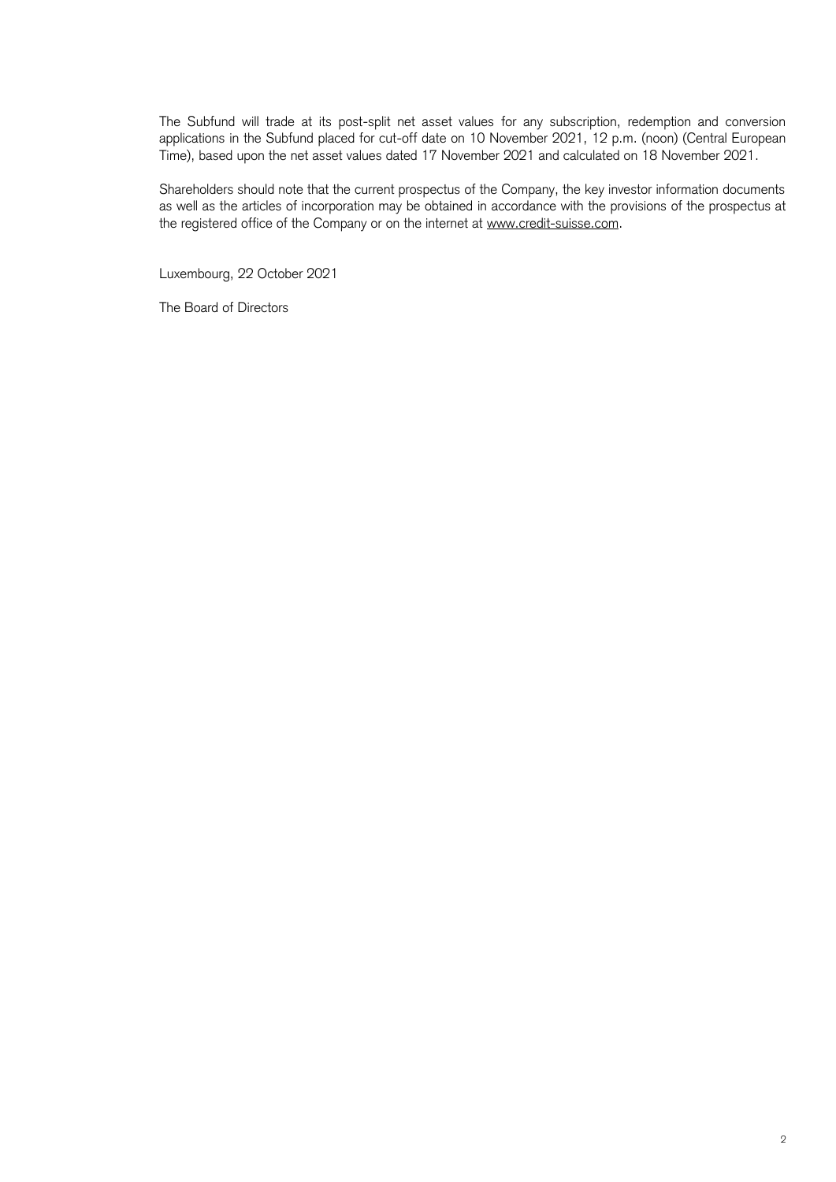The Subfund will trade at its post-split net asset values for any subscription, redemption and conversion applications in the Subfund placed for cut-off date on 10 November 2021, 12 p.m. (noon) (Central European Time), based upon the net asset values dated 17 November 2021 and calculated on 18 November 2021.

Shareholders should note that the current prospectus of the Company, the key investor information documents as well as the articles of incorporation may be obtained in accordance with the provisions of the prospectus at the registered office of the Company or on the internet at www.credit-suisse.com.

Luxembourg, 22 October 2021

The Board of Directors